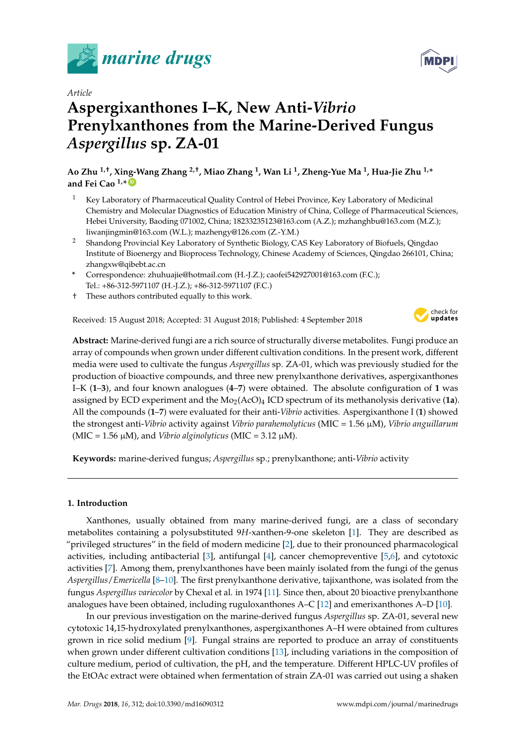*Article*

# Aspergixanthones I–K, New Anti-*Vibrio* Prenylxanthones from the Marine-Derived Fungus *Aspergillus* sp. ZA-01

**Ao Zhu [1,†], Xing-Wang Zhang [2,†], Miao Zhang [1], Wan Li [1], Zheng-Yue Ma [1], Hua-Jie Zhu [1,*] and Fei Cao [1,*]**

[1] Key Laboratory of Pharmaceutical Quality Control of Hebei Province, Key Laboratory of Medicinal Chemistry and Molecular Diagnostics of Education Ministry of China, College of Pharmaceutical Sciences, Hebei University, Baoding 071002, China; 18233235123@163.com (A.Z.); mzhanghbu@163.com (M.Z.); liwanjingmin@163.com (W.L.); mazhengy@126.com (Z.-Y.M.)

[2] Shandong Provincial Key Laboratory of Synthetic Biology, CAS Key Laboratory of Biofuels, Qingdao Institute of Bioenergy and Bioprocess Technology, Chinese Academy of Sciences, Qingdao 266101, China; zhangxw@qibebt.ac.cn

\* Correspondence: zhuhuajie@hotmail.com (H.-J.Z.); caofei542927001@163.com (F.C.); Tel.: +86-312-5971107 (H.-J.Z.); +86-312-5971107 (F.C.)

† These authors contributed equally to this work.

Received: 15 August 2018; Accepted: 31 August 2018; Published: 4 September 2018

**Abstract:** Marine-derived fungi are a rich source of structurally diverse metabolites. Fungi produce an array of compounds when grown under different cultivation conditions. In the present work, different media were used to cultivate the fungus *Aspergillus* sp. ZA-01, which was previously studied for the production of bioactive compounds, and three new prenylxanthone derivatives, aspergixanthones I–K (**1**–**3**), and four known analogues (**4**–**7**) were obtained. The absolute configuration of **1** was assigned by ECD experiment and the $Mo_2(AcO)_4$ ICD spectrum of its methanolysis derivative (**1a**). All the compounds (**1**–**7**) were evaluated for their anti-*Vibrio* activities. Aspergixanthone I (**1**) showed the strongest anti-*Vibrio* activity against *Vibrio parahemolyticus* (MIC = 1.56 μM), *Vibrio anguillarum* (MIC = 1.56 μM), and *Vibrio alginolyticus* (MIC = 3.12 μM).

**Keywords:** marine-derived fungus; *Aspergillus* sp.; prenylxanthone; anti-*Vibrio* activity

## 1. Introduction

Xanthones, usually obtained from many marine-derived fungi, are a class of secondary metabolites containing a polysubstituted 9*H*-xanthen-9-one skeleton [1]. They are described as "privileged structures" in the field of modern medicine [2], due to their pronounced pharmacological activities, including antibacterial [3], antifungal [4], cancer chemopreventive [5,6], and cytotoxic activities [7]. Among them, prenylxanthones have been mainly isolated from the fungi of the genus *Aspergillus*/*Emericella* [8–10]. The first prenylxanthone derivative, tajixanthone, was isolated from the fungus *Aspergillus variecolor* by Chexal et al. in 1974 [11]. Since then, about 20 bioactive prenylxanthone analogues have been obtained, including ruguloxanthones A–C [12] and emerixanthones A–D [10].

In our previous investigation on the marine-derived fungus *Aspergillus* sp. ZA-01, several new cytotoxic 14,15-hydroxylated prenylxanthones, aspergixanthones A–H were obtained from cultures grown in rice solid medium [9]. Fungal strains are reported to produce an array of constituents when grown under different cultivation conditions [13], including variations in the composition of culture medium, period of cultivation, the pH, and the temperature. Different HPLC-UV profiles of the EtOAc extract were obtained when fermentation of strain ZA-01 was carried out using a shaken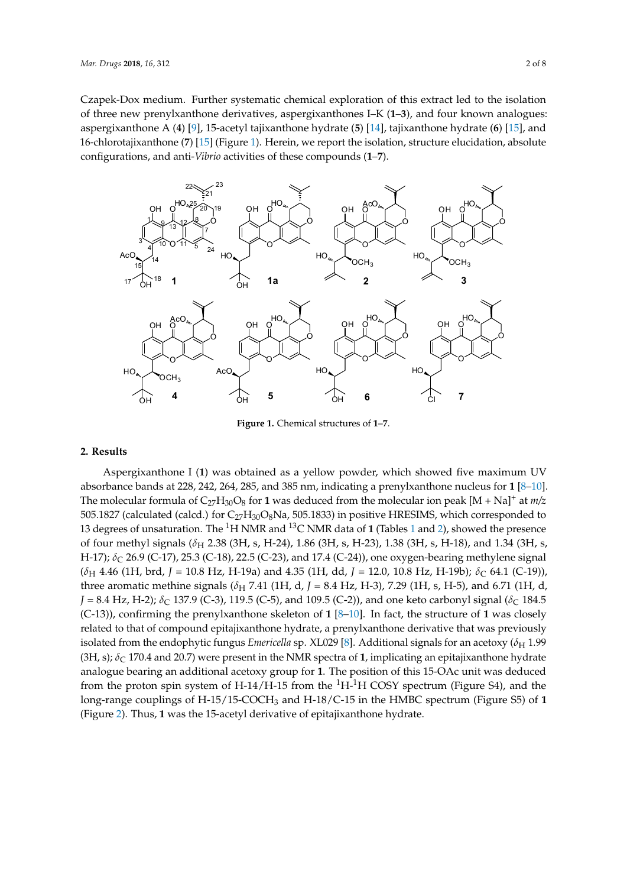Czapek-Dox medium. Further systematic chemical exploration of this extract led to the isolation of three new prenylxanthone derivatives, aspergixanthones I–K (**1**–**3**), and four known analogues: aspergixanthone A (**4**) [9], 15-acetyl tajixanthone hydrate (**5**) [14], tajixanthone hydrate (**6**) [15], and 16-chlorotajixanthone (**7**) [15] (Figure 1). Herein, we report the isolation, structure elucidation, absolute configurations, and anti-*Vibrio* activities of these compounds (**1**–**7**).

**Figure 1.** Chemical structures of **1**–**7**.

## 2. Results

Aspergixanthone I (**1**) was obtained as a yellow powder, which showed five maximum UV absorbance bands at 228, 242, 264, 285, and 385 nm, indicating a prenylxanthone nucleus for **1** [8–10]. The molecular formula of $C_{27}H_{30}O_8$ for **1** was deduced from the molecular ion peak $[M + Na]^+$ at *m/z* 505.1827 (calculated (calcd.) for $C_{27}H_{30}O_8Na$, 505.1833) in positive HRESIMS, which corresponded to 13 degrees of unsaturation. The $^1H$ NMR and $^{13}C$ NMR data of **1** (Tables 1 and 2), showed the presence of four methyl signals ($\delta_H$ 2.38 (3H, s, H-24), 1.86 (3H, s, H-23), 1.38 (3H, s, H-18), and 1.34 (3H, s, H-17); $\delta_C$ 26.9 (C-17), 25.3 (C-18), 22.5 (C-23), and 17.4 (C-24)), one oxygen-bearing methylene signal ($\delta_H$ 4.46 (1H, brd, $J$ = 10.8 Hz, H-19a) and 4.35 (1H, dd, $J$ = 12.0, 10.8 Hz, H-19b); $\delta_C$ 64.1 (C-19)), three aromatic methine signals ($\delta_H$ 7.41 (1H, d, $J$ = 8.4 Hz, H-3), 7.29 (1H, s, H-5), and 6.71 (1H, d, $J$ = 8.4 Hz, H-2); $\delta_C$ 137.9 (C-3), 119.5 (C-5), and 109.5 (C-2)), and one keto carbonyl signal ($\delta_C$ 184.5 (C-13)), confirming the prenylxanthone skeleton of **1** [8–10]. In fact, the structure of **1** was closely related to that of compound epitajixanthone hydrate, a prenylxanthone derivative that was previously isolated from the endophytic fungus *Emericella* sp. XL029 [8]. Additional signals for an acetoxy ($\delta_H$ 1.99 (3H, s); $\delta_C$ 170.4 and 20.7) were present in the NMR spectra of **1**, implicating an epitajixanthone hydrate analogue bearing an additional acetoxy group for **1**. The position of this 15-OAc unit was deduced from the proton spin system of H-14/H-15 from the $^1H$-$^1H$ COSY spectrum (Figure S4), and the long-range couplings of H-15/15-$COCH_3$ and H-18/C-15 in the HMBC spectrum (Figure S5) of **1** (Figure 2). Thus, **1** was the 15-acetyl derivative of epitajixanthone hydrate.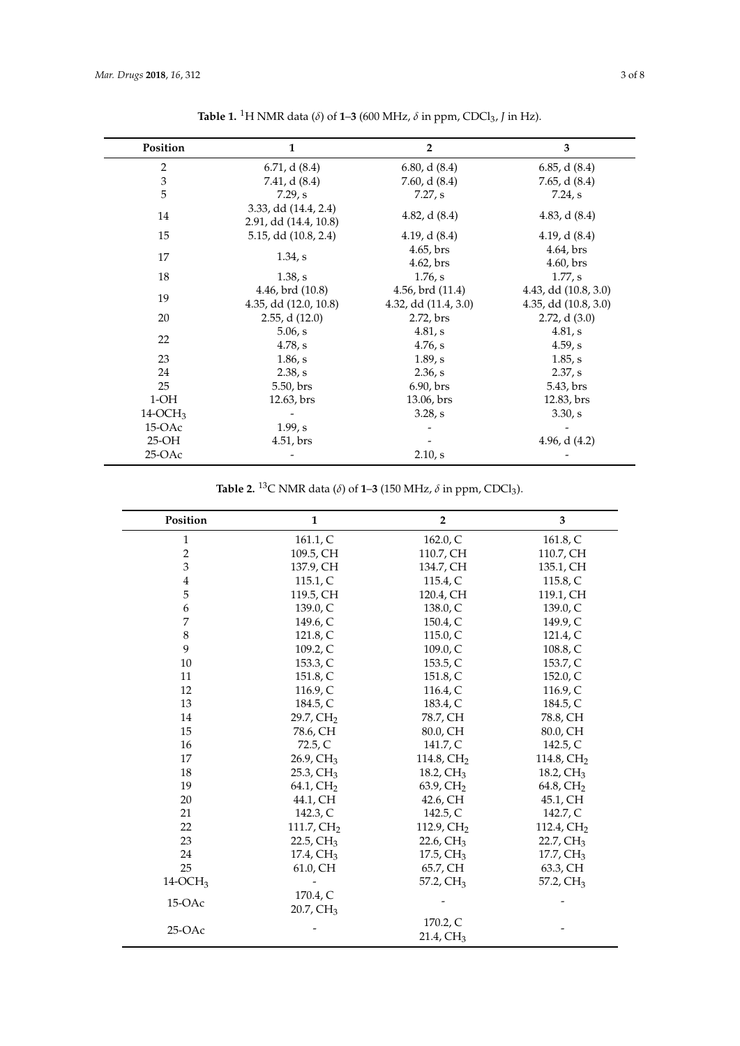**Table 1.** $^{1}$H NMR data ($\delta$) of **1**–**3** (600 MHz, $\delta$ in ppm, $CDCl_3$, $J$ in Hz).

| Position | 1 | 2 | 3 |
|---|---|---|---|
| 2 | 6.71, d (8.4) | 6.80, d (8.4) | 6.85, d (8.4) |
| 3 | 7.41, d (8.4) | 7.60, d (8.4) | 7.65, d (8.4) |
| 5 | 7.29, s | 7.27, s | 7.24, s |
| 14 | 3.33, dd (14.4, 2.4)<br>2.91, dd (14.4, 10.8) | 4.82, d (8.4) | 4.83, d (8.4) |
| 15 | 5.15, dd (10.8, 2.4) | 4.19, d (8.4) | 4.19, d (8.4) |
| 17 | 1.34, s | 4.65, brs<br>4.62, brs | 4.64, brs<br>4.60, brs |
| 18 | 1.38, s | 1.76, s | 1.77, s |
| 19 | 4.46, brd (10.8)<br>4.35, dd (12.0, 10.8) | 4.56, brd (11.4)<br>4.32, dd (11.4, 3.0) | 4.43, dd (10.8, 3.0)<br>4.35, dd (10.8, 3.0) |
| 20 | 2.55, d (12.0) | 2.72, brs | 2.72, d (3.0) |
| 22 | 5.06, s<br>4.78, s | 4.81, s<br>4.76, s | 4.81, s<br>4.59, s |
| 23 | 1.86, s | 1.89, s | 1.85, s |
| 24 | 2.38, s | 2.36, s | 2.37, s |
| 25 | 5.50, brs | 6.90, brs | 5.43, brs |
| 1-OH | 12.63, brs | 13.06, brs | 12.83, brs |
| 14-$OCH_3$ | - | 3.28, s | 3.30, s |
| 15-OAc | 1.99, s | - | - |
| 25-OH | 4.51, brs | - | 4.96, d (4.2) |
| 25-OAc | - | 2.10, s | - |

**Table 2.** $^{13}$C NMR data ($\delta$) of **1**–**3** (150 MHz, $\delta$ in ppm, $CDCl_3$).

| Position | 1 | 2 | 3 |
|---|---|---|---|
| 1 | 161.1, C | 162.0, C | 161.8, C |
| 2 | 109.5, CH | 110.7, CH | 110.7, CH |
| 3 | 137.9, CH | 134.7, CH | 135.1, CH |
| 4 | 115.1, C | 115.4, C | 115.8, C |
| 5 | 119.5, CH | 120.4, CH | 119.1, CH |
| 6 | 139.0, C | 138.0, C | 139.0, C |
| 7 | 149.6, C | 150.4, C | 149.9, C |
| 8 | 121.8, C | 115.0, C | 121.4, C |
| 9 | 109.2, C | 109.0, C | 108.8, C |
| 10 | 153.3, C | 153.5, C | 153.7, C |
| 11 | 151.8, C | 151.8, C | 152.0, C |
| 12 | 116.9, C | 116.4, C | 116.9, C |
| 13 | 184.5, C | 183.4, C | 184.5, C |
| 14 | 29.7, $CH_2$ | 78.7, CH | 78.8, CH |
| 15 | 78.6, CH | 80.0, CH | 80.0, CH |
| 16 | 72.5, C | 141.7, C | 142.5, C |
| 17 | 26.9, $CH_3$ | 114.8, $CH_2$ | 114.8, $CH_2$ |
| 18 | 25.3, $CH_3$ | 18.2, $CH_3$ | 18.2, $CH_3$ |
| 19 | 64.1, $CH_2$ | 63.9, $CH_2$ | 64.8, $CH_2$ |
| 20 | 44.1, CH | 42.6, CH | 45.1, CH |
| 21 | 142.3, C | 142.5, C | 142.7, C |
| 22 | 111.7, $CH_2$ | 112.9, $CH_2$ | 112.4, $CH_2$ |
| 23 | 22.5, $CH_3$ | 22.6, $CH_3$ | 22.7, $CH_3$ |
| 24 | 17.4, $CH_3$ | 17.5, $CH_3$ | 17.7, $CH_3$ |
| 25 | 61.0, CH | 65.7, CH | 63.3, CH |
| 14-$OCH_3$ | - | 57.2, $CH_3$ | 57.2, $CH_3$ |
| 15-OAc | 170.4, C<br>20.7, $CH_3$ | - | - |
| 25-OAc | - | 170.2, C<br>21.4, $CH_3$ | - |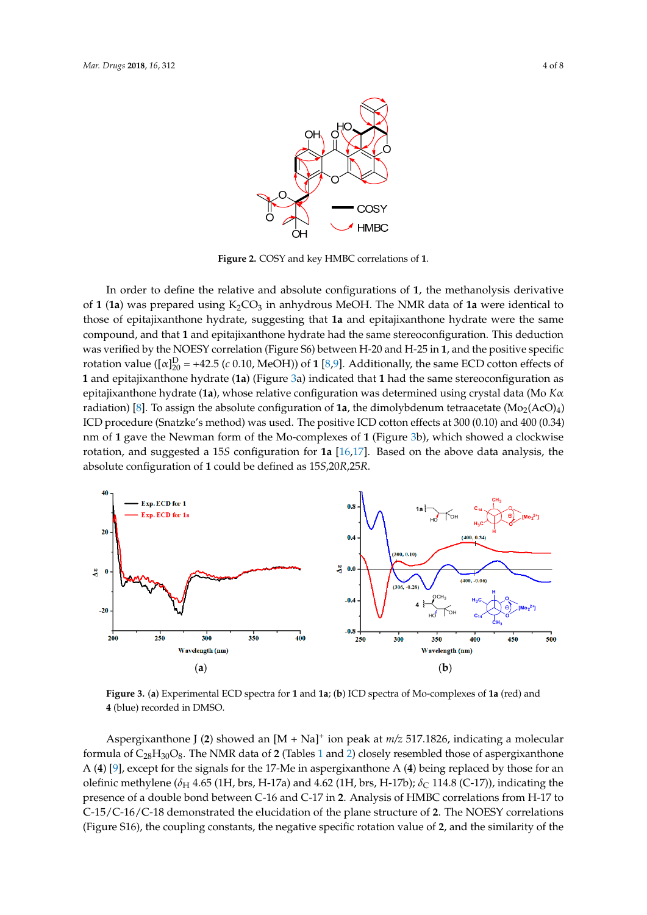**Figure 2.** COSY and key HMBC correlations of **1**.

In order to define the relative and absolute configurations of **1**, the methanolysis derivative of **1** (**1a**) was prepared using $K_2CO_3$ in anhydrous MeOH. The NMR data of **1a** were identical to those of epitajixanthone hydrate, suggesting that **1a** and epitajixanthone hydrate were the same compound, and that **1** and epitajixanthone hydrate had the same stereoconfiguration. This deduction was verified by the NOESY correlation (Figure S6) between H-20 and H-25 in **1**, and the positive specific rotation value ($[\alpha]^{D}_{20}$ = +42.5 (*c* 0.10, MeOH)) of **1** [8,9]. Additionally, the same ECD cotton effects of **1** and epitajixanthone hydrate (**1a**) (Figure 3a) indicated that **1** had the same stereoconfiguration as epitajixanthone hydrate (**1a**), whose relative configuration was determined using crystal data (Mo *Kα* radiation) [8]. To assign the absolute configuration of **1a**, the dimolybdenum tetraacetate ($Mo_2(AcO)_4$) ICD procedure (Snatzke's method) was used. The positive ICD cotton effects at 300 (0.10) and 400 (0.34) nm of **1** gave the Newman form of the Mo-complexes of **1** (Figure 3b), which showed a clockwise rotation, and suggested a 15*S* configuration for **1a** [16,17]. Based on the above data analysis, the absolute configuration of **1** could be defined as 15*S*,20*R*,25*R*.

**Figure 3.** (**a**) Experimental ECD spectra for **1** and **1a**; (**b**) ICD spectra of Mo-complexes of **1a** (red) and **4** (blue) recorded in DMSO.

Aspergixanthone J (**2**) showed an $[M + Na]^+$ ion peak at *m/z* 517.1826, indicating a molecular formula of $C_{28}H_{30}O_8$. The NMR data of **2** (Tables 1 and 2) closely resembled those of aspergixanthone A (**4**) [9], except for the signals for the 17-Me in aspergixanthone A (**4**) being replaced by those for an olefinic methylene ($\delta_H$ 4.65 (1H, brs, H-17a) and 4.62 (1H, brs, H-17b); $\delta_C$ 114.8 (C-17)), indicating the presence of a double bond between C-16 and C-17 in **2**. Analysis of HMBC correlations from H-17 to C-15/C-16/C-18 demonstrated the elucidation of the plane structure of **2**. The NOESY correlations (Figure S16), the coupling constants, the negative specific rotation value of **2**, and the similarity of the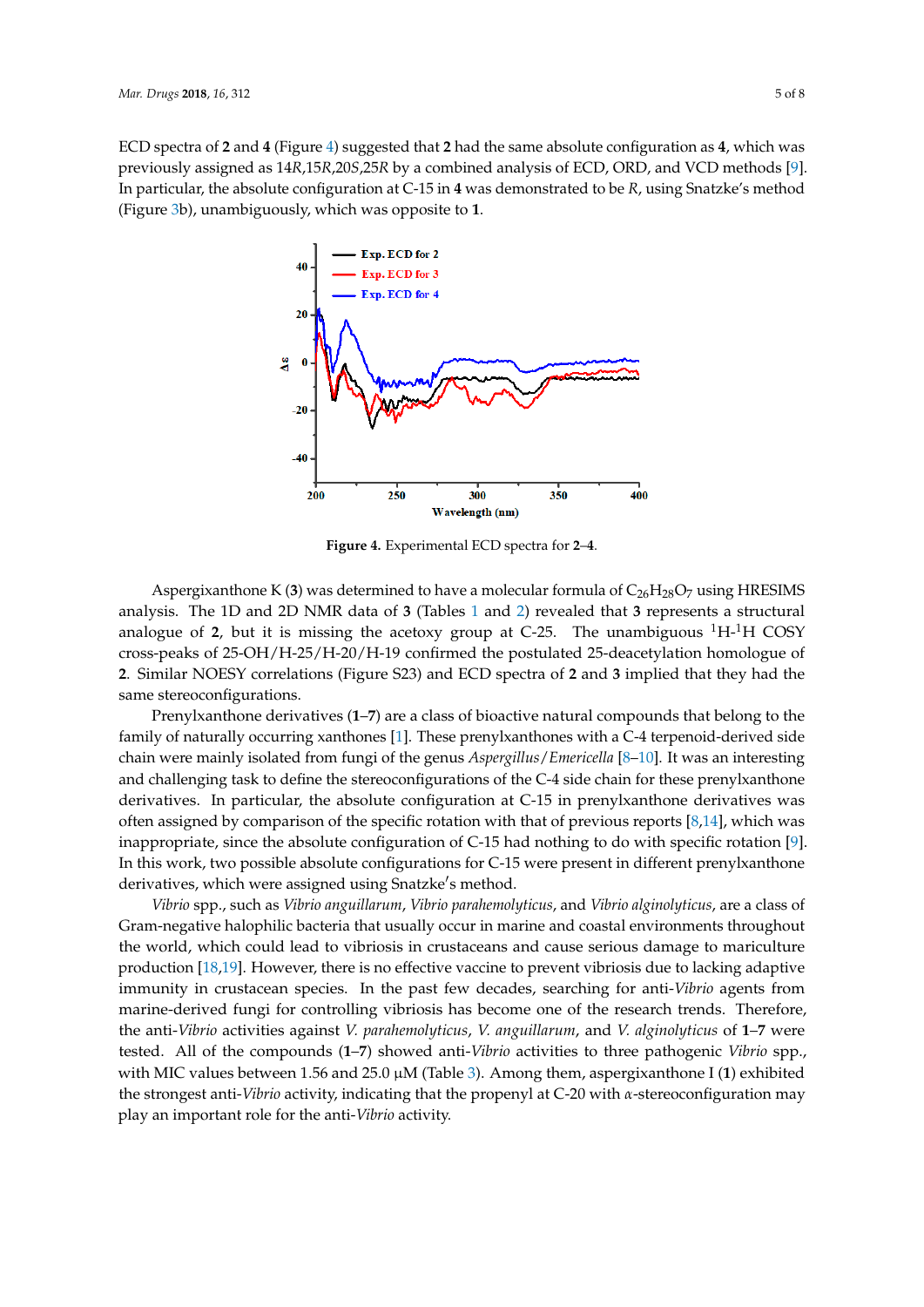ECD spectra of **2** and **4** (Figure 4) suggested that **2** had the same absolute configuration as **4**, which was previously assigned as 14*R*,15*R*,20*S*,25*R* by a combined analysis of ECD, ORD, and VCD methods [9]. In particular, the absolute configuration at C-15 in **4** was demonstrated to be *R*, using Snatzke's method (Figure 3b), unambiguously, which was opposite to **1**.

**Figure 4.** Experimental ECD spectra for **2**–**4**.

Aspergixanthone K (**3**) was determined to have a molecular formula of $C_{26}H_{28}O_7$ using HRESIMS analysis. The 1D and 2D NMR data of **3** (Tables 1 and 2) revealed that **3** represents a structural analogue of **2**, but it is missing the acetoxy group at C-25. The unambiguous $^1$H-$^1$H COSY cross-peaks of 25-OH/H-25/H-20/H-19 confirmed the postulated 25-deacetylation homologue of **2**. Similar NOESY correlations (Figure S23) and ECD spectra of **2** and **3** implied that they had the same stereoconfigurations.

Prenylxanthone derivatives (**1**–**7**) are a class of bioactive natural compounds that belong to the family of naturally occurring xanthones [1]. These prenylxanthones with a C-4 terpenoid-derived side chain were mainly isolated from fungi of the genus *Aspergillus*/*Emericella* [8–10]. It was an interesting and challenging task to define the stereoconfigurations of the C-4 side chain for these prenylxanthone derivatives. In particular, the absolute configuration at C-15 in prenylxanthone derivatives was often assigned by comparison of the specific rotation with that of previous reports [8,14], which was inappropriate, since the absolute configuration of C-15 had nothing to do with specific rotation [9]. In this work, two possible absolute configurations for C-15 were present in different prenylxanthone derivatives, which were assigned using Snatzke′s method.

*Vibrio* spp., such as *Vibrio anguillarum*, *Vibrio parahemolyticus*, and *Vibrio alginolyticus*, are a class of Gram-negative halophilic bacteria that usually occur in marine and coastal environments throughout the world, which could lead to vibriosis in crustaceans and cause serious damage to mariculture production [18,19]. However, there is no effective vaccine to prevent vibriosis due to lacking adaptive immunity in crustacean species. In the past few decades, searching for anti-*Vibrio* agents from marine-derived fungi for controlling vibriosis has become one of the research trends. Therefore, the anti-*Vibrio* activities against *V. parahemolyticus*, *V. anguillarum*, and *V. alginolyticus* of **1**–**7** were tested. All of the compounds (**1**–**7**) showed anti-*Vibrio* activities to three pathogenic *Vibrio* spp., with MIC values between 1.56 and 25.0 μM (Table 3). Among them, aspergixanthone I (**1**) exhibited the strongest anti-*Vibrio* activity, indicating that the propenyl at C-20 with α-stereoconfiguration may play an important role for the anti-*Vibrio* activity.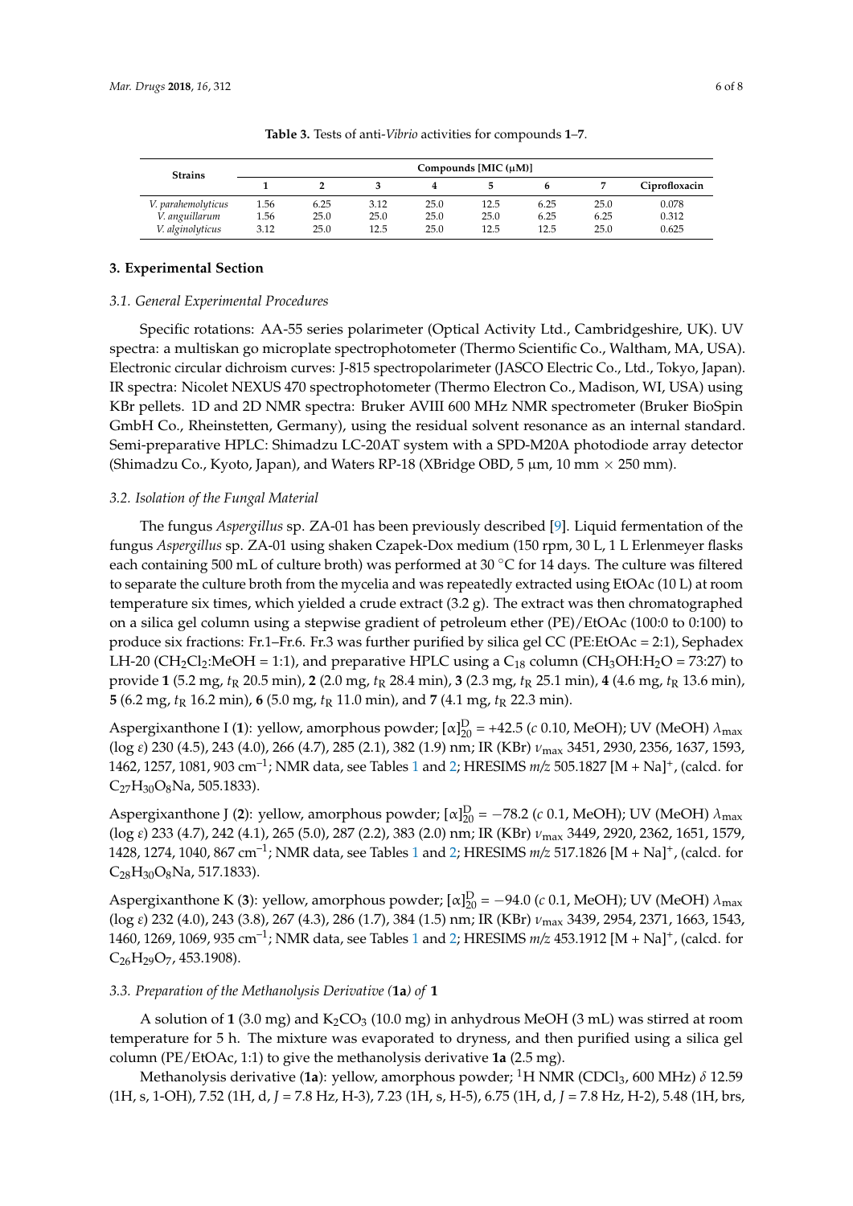**Table 3.** Tests of anti-*Vibrio* activities for compounds **1**–**7**.

| Strains | Compounds [MIC (μM)] | | | | | | | |
|---|---|---|---|---|---|---|---|---|
| | 1 | 2 | 3 | 4 | 5 | 6 | 7 | Ciprofloxacin |
| *V. parahemolyticus* | 1.56 | 6.25 | 3.12 | 25.0 | 12.5 | 6.25 | 25.0 | 0.078 |
| *V. anguillarum* | 1.56 | 25.0 | 25.0 | 25.0 | 25.0 | 6.25 | 6.25 | 0.312 |
| *V. alginolyticus* | 3.12 | 25.0 | 12.5 | 25.0 | 12.5 | 12.5 | 25.0 | 0.625 |

## 3. Experimental Section

### *3.1. General Experimental Procedures*

Specific rotations: AA-55 series polarimeter (Optical Activity Ltd., Cambridgeshire, UK). UV spectra: a multiskan go microplate spectrophotometer (Thermo Scientific Co., Waltham, MA, USA). Electronic circular dichroism curves: J-815 spectropolarimeter (JASCO Electric Co., Ltd., Tokyo, Japan). IR spectra: Nicolet NEXUS 470 spectrophotometer (Thermo Electron Co., Madison, WI, USA) using KBr pellets. 1D and 2D NMR spectra: Bruker AVIII 600 MHz NMR spectrometer (Bruker BioSpin GmbH Co., Rheinstetten, Germany), using the residual solvent resonance as an internal standard. Semi-preparative HPLC: Shimadzu LC-20AT system with a SPD-M20A photodiode array detector (Shimadzu Co., Kyoto, Japan), and Waters RP-18 (XBridge OBD, 5 μm, 10 mm × 250 mm).

### *3.2. Isolation of the Fungal Material*

The fungus *Aspergillus* sp. ZA-01 has been previously described [9]. Liquid fermentation of the fungus *Aspergillus* sp. ZA-01 using shaken Czapek-Dox medium (150 rpm, 30 L, 1 L Erlenmeyer flasks each containing 500 mL of culture broth) was performed at 30 °C for 14 days. The culture was filtered to separate the culture broth from the mycelia and was repeatedly extracted using EtOAc (10 L) at room temperature six times, which yielded a crude extract (3.2 g). The extract was then chromatographed on a silica gel column using a stepwise gradient of petroleum ether (PE)/EtOAc (100:0 to 0:100) to produce six fractions: Fr.1–Fr.6. Fr.3 was further purified by silica gel CC (PE:EtOAc = 2:1), Sephadex LH-20 ($CH_2Cl_2$:MeOH = 1:1), and preparative HPLC using a $C_{18}$ column ($CH_3OH$:$H_2O$ = 73:27) to provide **1** (5.2 mg, $t_R$ 20.5 min), **2** (2.0 mg, $t_R$ 28.4 min), **3** (2.3 mg, $t_R$ 25.1 min), **4** (4.6 mg, $t_R$ 13.6 min), **5** (6.2 mg, $t_R$ 16.2 min), **6** (5.0 mg, $t_R$ 11.0 min), and **7** (4.1 mg, $t_R$ 22.3 min).

Aspergixanthone I (**1**): yellow, amorphous powder; $[\alpha]^{D}_{20}$ = +42.5 (*c* 0.10, MeOH); UV (MeOH) $\lambda_{max}$ (log $\varepsilon$) 230 (4.5), 243 (4.0), 266 (4.7), 285 (2.1), 382 (1.9) nm; IR (KBr) $\nu_{max}$ 3451, 2930, 2356, 1637, 1593, 1462, 1257, 1081, 903 $cm^{-1}$; NMR data, see Tables 1 and 2; HRESIMS *m/z* 505.1827 $[M + Na]^+$, (calcd. for $C_{27}H_{30}O_8Na$, 505.1833).

Aspergixanthone J (**2**): yellow, amorphous powder; $[\alpha]^{D}_{20}$ = −78.2 (*c* 0.1, MeOH); UV (MeOH) $\lambda_{max}$ (log $\varepsilon$) 233 (4.7), 242 (4.1), 265 (5.0), 287 (2.2), 383 (2.0) nm; IR (KBr) $\nu_{max}$ 3449, 2920, 2362, 1651, 1579, 1428, 1274, 1040, 867 $cm^{-1}$; NMR data, see Tables 1 and 2; HRESIMS *m/z* 517.1826 $[M + Na]^+$, (calcd. for $C_{28}H_{30}O_8Na$, 517.1833).

Aspergixanthone K (**3**): yellow, amorphous powder; $[\alpha]^{D}_{20}$ = −94.0 (*c* 0.1, MeOH); UV (MeOH) $\lambda_{max}$ (log $\varepsilon$) 232 (4.0), 243 (3.8), 267 (4.3), 286 (1.7), 384 (1.5) nm; IR (KBr) $\nu_{max}$ 3439, 2954, 2371, 1663, 1543, 1460, 1269, 1069, 935 $cm^{-1}$; NMR data, see Tables 1 and 2; HRESIMS *m/z* 453.1912 $[M + Na]^+$, (calcd. for $C_{26}H_{29}O_7$, 453.1908).

### *3.3. Preparation of the Methanolysis Derivative (**1a**) of **1***

A solution of **1** (3.0 mg) and $K_2CO_3$ (10.0 mg) in anhydrous MeOH (3 mL) was stirred at room temperature for 5 h. The mixture was evaporated to dryness, and then purified using a silica gel column (PE/EtOAc, 1:1) to give the methanolysis derivative **1a** (2.5 mg).

Methanolysis derivative (**1a**): yellow, amorphous powder; $^1H$ NMR ($CDCl_3$, 600 MHz) $\delta$ 12.59 (1H, s, 1-OH), 7.52 (1H, d, *J* = 7.8 Hz, H-3), 7.23 (1H, s, H-5), 6.75 (1H, d, *J* = 7.8 Hz, H-2), 5.48 (1H, brs,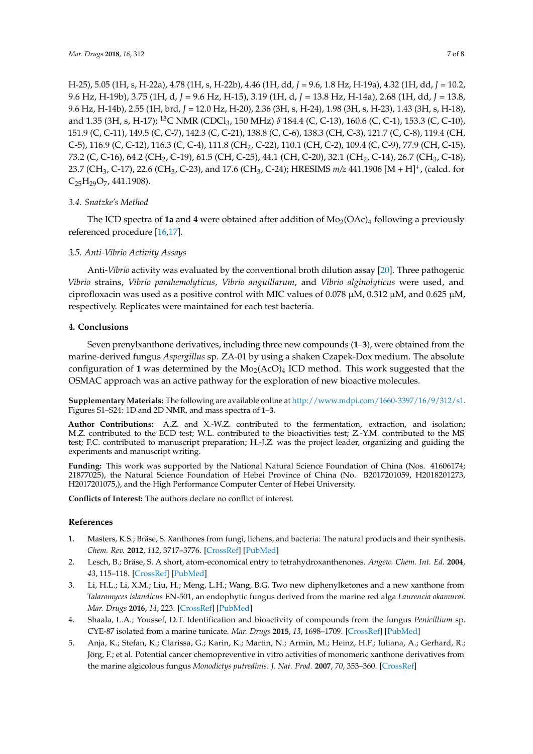H-25), 5.05 (1H, s, H-22a), 4.78 (1H, s, H-22b), 4.46 (1H, dd, $J$ = 9.6, 1.8 Hz, H-19a), 4.32 (1H, dd, $J$ = 10.2, 9.6 Hz, H-19b), 3.75 (1H, d, $J$ = 9.6 Hz, H-15), 3.19 (1H, d, $J$ = 13.8 Hz, H-14a), 2.68 (1H, dd, $J$ = 13.8, 9.6 Hz, H-14b), 2.55 (1H, brd, $J$ = 12.0 Hz, H-20), 2.36 (3H, s, H-24), 1.98 (3H, s, H-23), 1.43 (3H, s, H-18), and 1.35 (3H, s, H-17); $^{13}$C NMR ($CDCl_3$, 150 MHz) $\delta$ 184.4 (C, C-13), 160.6 (C, C-1), 153.3 (C, C-10), 151.9 (C, C-11), 149.5 (C, C-7), 142.3 (C, C-21), 138.8 (C, C-6), 138.3 (CH, C-3), 121.7 (C, C-8), 119.4 (CH, C-5), 116.9 (C, C-12), 116.3 (C, C-4), 111.8 ($CH_2$, C-22), 110.1 (CH, C-2), 109.4 (C, C-9), 77.9 (CH, C-15), 73.2 (C, C-16), 64.2 ($CH_2$, C-19), 61.5 (CH, C-25), 44.1 (CH, C-20), 32.1 ($CH_2$, C-14), 26.7 ($CH_3$, C-18), 23.7 ($CH_3$, C-17), 22.6 ($CH_3$, C-23), and 17.6 ($CH_3$, C-24); HRESIMS $m/z$ 441.1906 $[M + H]^+$, (calcd. for $C_{25}H_{29}O_7$, 441.1908).

### 3.4. Snatzke's Method

The ICD spectra of **1a** and **4** were obtained after addition of $Mo_2(OAc)_4$ following a previously referenced procedure [16,17].

### 3.5. Anti-Vibrio Activity Assays

Anti-*Vibrio* activity was evaluated by the conventional broth dilution assay [20]. Three pathogenic *Vibrio* strains, *Vibrio parahemolyticus, Vibrio anguillarum*, and *Vibrio alginolyticus* were used, and ciprofloxacin was used as a positive control with MIC values of 0.078 μM, 0.312 μM, and 0.625 μM, respectively. Replicates were maintained for each test bacteria.

## 4. Conclusions

Seven prenylxanthone derivatives, including three new compounds (**1**–**3**), were obtained from the marine-derived fungus *Aspergillus* sp. ZA-01 by using a shaken Czapek-Dox medium. The absolute configuration of **1** was determined by the $Mo_2(AcO)_4$ ICD method. This work suggested that the OSMAC approach was an active pathway for the exploration of new bioactive molecules.

**Supplementary Materials:** The following are available online at http://www.mdpi.com/1660-3397/16/9/312/s1. Figures S1–S24: 1D and 2D NMR, and mass spectra of **1**–**3**.

**Author Contributions:** A.Z. and X.-W.Z. contributed to the fermentation, extraction, and isolation; M.Z. contributed to the ECD test; W.L. contributed to the bioactivities test; Z.-Y.M. contributed to the MS test; F.C. contributed to manuscript preparation; H.-J.Z. was the project leader, organizing and guiding the experiments and manuscript writing.

**Funding:** This work was supported by the National Natural Science Foundation of China (Nos. 41606174; 21877025), the Natural Science Foundation of Hebei Province of China (No. B2017201059, H2018201273, H2017201075,), and the High Performance Computer Center of Hebei University.

**Conflicts of Interest:** The authors declare no conflict of interest.

## References

1. Masters, K.S.; Bräse, S. Xanthones from fungi, lichens, and bacteria: The natural products and their synthesis. *Chem. Rev.* **2012**, *112*, 3717–3776. [CrossRef] [PubMed]
2. Lesch, B.; Bräse, S. A short, atom-economical entry to tetrahydroxanthenones. *Angew. Chem. Int. Ed.* **2004**, *43*, 115–118. [CrossRef] [PubMed]
3. Li, H.L.; Li, X.M.; Liu, H.; Meng, L.H.; Wang, B.G. Two new diphenylketones and a new xanthone from *Talaromyces islandicus* EN-501, an endophytic fungus derived from the marine red alga *Laurencia okamurai*. *Mar. Drugs* **2016**, *14*, 223. [CrossRef] [PubMed]
4. Shaala, L.A.; Youssef, D.T. Identification and bioactivity of compounds from the fungus *Penicillium* sp. CYE-87 isolated from a marine tunicate. *Mar. Drugs* **2015**, *13*, 1698–1709. [CrossRef] [PubMed]
5. Anja, K.; Stefan, K.; Clarissa, G.; Karin, K.; Martin, N.; Armin, M.; Heinz, H.F.; Iuliana, A.; Gerhard, R.; Jörg, F.; et al. Potential cancer chemopreventive in vitro activities of monomeric xanthone derivatives from the marine algicolous fungus *Monodictys putredinis*. *J. Nat. Prod.* **2007**, *70*, 353–360. [CrossRef]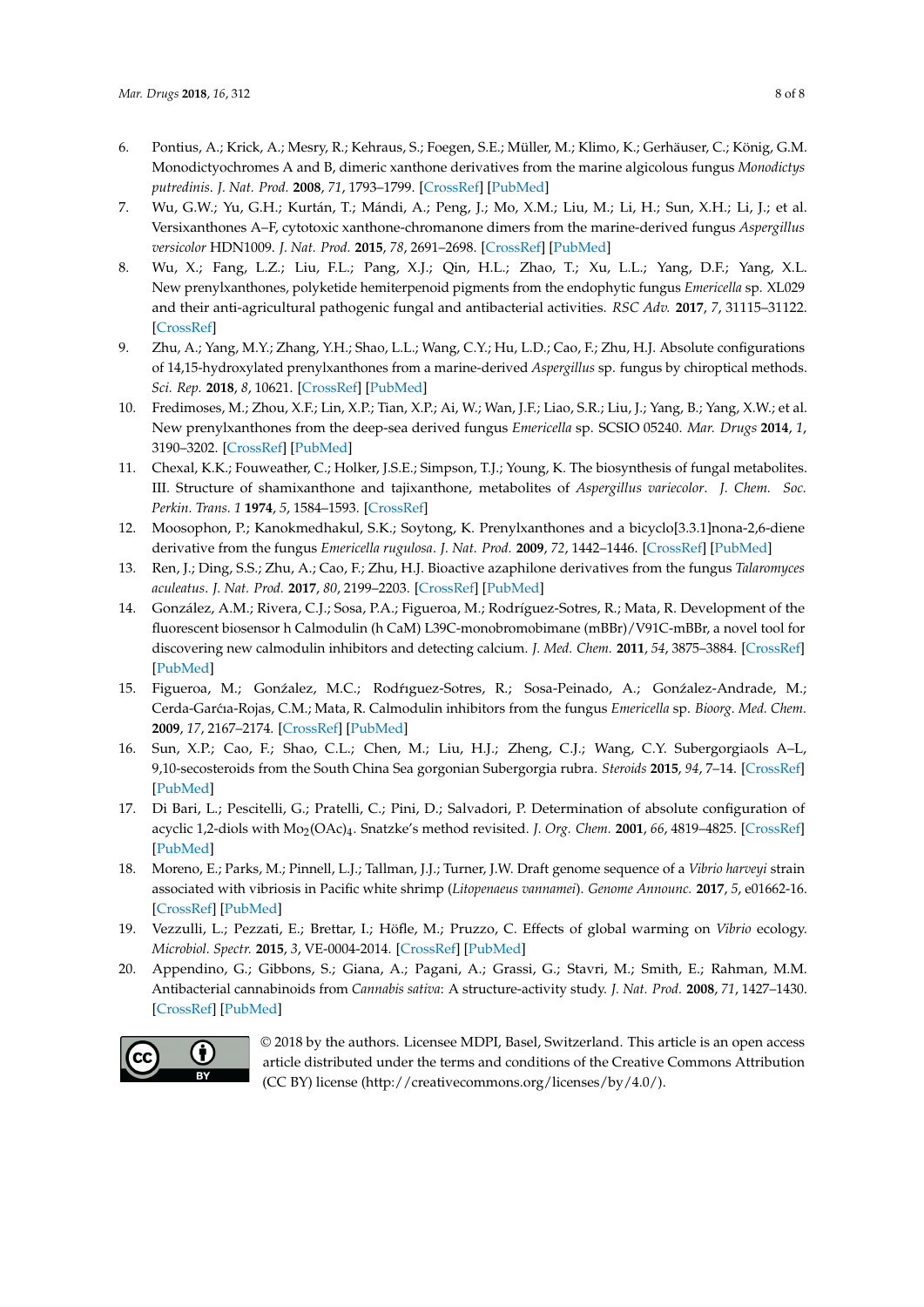6. Pontius, A.; Krick, A.; Mesry, R.; Kehraus, S.; Foegen, S.E.; Müller, M.; Klimo, K.; Gerhäuser, C.; König, G.M. Monodictyochromes A and B, dimeric xanthone derivatives from the marine algicolous fungus *Monodictys putredinis*. *J. Nat. Prod.* **2008**, *71*, 1793–1799. [CrossRef] [PubMed]
7. Wu, G.W.; Yu, G.H.; Kurtán, T.; Mándi, A.; Peng, J.; Mo, X.M.; Liu, M.; Li, H.; Sun, X.H.; Li, J.; et al. Versixanthones A–F, cytotoxic xanthone-chromanone dimers from the marine-derived fungus *Aspergillus versicolor* HDN1009. *J. Nat. Prod.* **2015**, *78*, 2691–2698. [CrossRef] [PubMed]
8. Wu, X.; Fang, L.Z.; Liu, F.L.; Pang, X.J.; Qin, H.L.; Zhao, T.; Xu, L.L.; Yang, D.F.; Yang, X.L. New prenylxanthones, polyketide hemiterpenoid pigments from the endophytic fungus *Emericella* sp. XL029 and their anti-agricultural pathogenic fungal and antibacterial activities. *RSC Adv.* **2017**, *7*, 31115–31122. [CrossRef]
9. Zhu, A.; Yang, M.Y.; Zhang, Y.H.; Shao, L.L.; Wang, C.Y.; Hu, L.D.; Cao, F.; Zhu, H.J. Absolute configurations of 14,15-hydroxylated prenylxanthones from a marine-derived *Aspergillus* sp. fungus by chiroptical methods. *Sci. Rep.* **2018**, *8*, 10621. [CrossRef] [PubMed]
10. Fredimoses, M.; Zhou, X.F.; Lin, X.P.; Tian, X.P.; Ai, W.; Wan, J.F.; Liao, S.R.; Liu, J.; Yang, B.; Yang, X.W.; et al. New prenylxanthones from the deep-sea derived fungus *Emericella* sp. SCSIO 05240. *Mar. Drugs* **2014**, *1*, 3190–3202. [CrossRef] [PubMed]
11. Chexal, K.K.; Fouweather, C.; Holker, J.S.E.; Simpson, T.J.; Young, K. The biosynthesis of fungal metabolites. III. Structure of shamixanthone and tajixanthone, metabolites of *Aspergillus variecolor*. *J. Chem. Soc. Perkin. Trans. 1* **1974**, *5*, 1584–1593. [CrossRef]
12. Moosophon, P.; Kanokmedhakul, S.K.; Soytong, K. Prenylxanthones and a bicyclo[3.3.1]nona-2,6-diene derivative from the fungus *Emericella rugulosa*. *J. Nat. Prod.* **2009**, *72*, 1442–1446. [CrossRef] [PubMed]
13. Ren, J.; Ding, S.S.; Zhu, A.; Cao, F.; Zhu, H.J. Bioactive azaphilone derivatives from the fungus *Talaromyces aculeatus*. *J. Nat. Prod.* **2017**, *80*, 2199–2203. [CrossRef] [PubMed]
14. González, A.M.; Rivera, C.J.; Sosa, P.A.; Figueroa, M.; Rodríguez-Sotres, R.; Mata, R. Development of the fluorescent biosensor h Calmodulin (h CaM) L39C-monobromobimane (mBBr)/V91C-mBBr, a novel tool for discovering new calmodulin inhibitors and detecting calcium. *J. Med. Chem.* **2011**, *54*, 3875–3884. [CrossRef] [PubMed]
15. Figueroa, M.; Gonźalez, M.C.; Rodŕıguez-Sotres, R.; Sosa-Peinado, A.; Gonźalez-Andrade, M.; Cerda-Garćıa-Rojas, C.M.; Mata, R. Calmodulin inhibitors from the fungus *Emericella* sp. *Bioorg. Med. Chem.* **2009**, *17*, 2167–2174. [CrossRef] [PubMed]
16. Sun, X.P.; Cao, F.; Shao, C.L.; Chen, M.; Liu, H.J.; Zheng, C.J.; Wang, C.Y. Subergorgiaols A–L, 9,10-secosteroids from the South China Sea gorgonian Subergorgia rubra. *Steroids* **2015**, *94*, 7–14. [CrossRef] [PubMed]
17. Di Bari, L.; Pescitelli, G.; Pratelli, C.; Pini, D.; Salvadori, P. Determination of absolute configuration of acyclic 1,2-diols with $Mo_2(OAc)_4$. Snatzke's method revisited. *J. Org. Chem.* **2001**, *66*, 4819–4825. [CrossRef] [PubMed]
18. Moreno, E.; Parks, M.; Pinnell, L.J.; Tallman, J.J.; Turner, J.W. Draft genome sequence of a *Vibrio harveyi* strain associated with vibriosis in Pacific white shrimp (*Litopenaeus vannamei*). *Genome Announc.* **2017**, *5*, e01662-16. [CrossRef] [PubMed]
19. Vezzulli, L.; Pezzati, E.; Brettar, I.; Höfle, M.; Pruzzo, C. Effects of global warming on *Vibrio* ecology. *Microbiol. Spectr.* **2015**, *3*, VE-0004-2014. [CrossRef] [PubMed]
20. Appendino, G.; Gibbons, S.; Giana, A.; Pagani, A.; Grassi, G.; Stavri, M.; Smith, E.; Rahman, M.M. Antibacterial cannabinoids from *Cannabis sativa*: A structure-activity study. *J. Nat. Prod.* **2008**, *71*, 1427–1430. [CrossRef] [PubMed]

© 2018 by the authors. Licensee MDPI, Basel, Switzerland. This article is an open access article distributed under the terms and conditions of the Creative Commons Attribution (CC BY) license (http://creativecommons.org/licenses/by/4.0/).